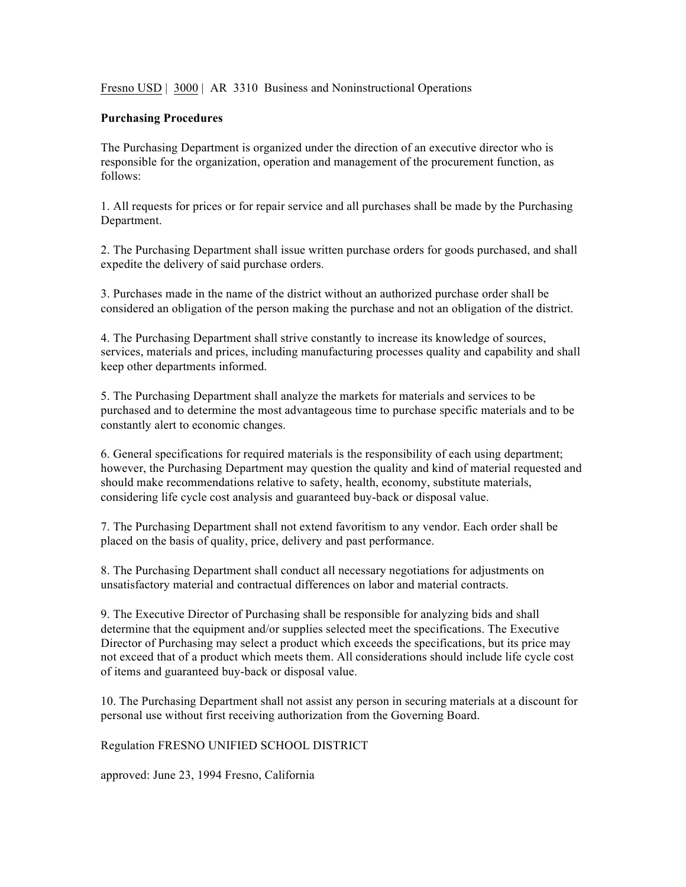Fresno USD | 3000 | AR 3310 Business and Noninstructional Operations

**Purchasing Procedures**

The Purchasing Department is organized under the direction of an executive director who is responsible for the organization, operation and management of the procurement function, as follows:

1. All requests for prices or for repair service and all purchases shall be made by the Purchasing Department.

2. The Purchasing Department shall issue written purchase orders for goods purchased, and shall expedite the delivery of said purchase orders.

3. Purchases made in the name of the district without an authorized purchase order shall be considered an obligation of the person making the purchase and not an obligation of the district.

4. The Purchasing Department shall strive constantly to increase its knowledge of sources, services, materials and prices, including manufacturing processes quality and capability and shall keep other departments informed.

5. The Purchasing Department shall analyze the markets for materials and services to be purchased and to determine the most advantageous time to purchase specific materials and to be constantly alert to economic changes.

6. General specifications for required materials is the responsibility of each using department; however, the Purchasing Department may question the quality and kind of material requested and should make recommendations relative to safety, health, economy, substitute materials, considering life cycle cost analysis and guaranteed buy-back or disposal value.

7. The Purchasing Department shall not extend favoritism to any vendor. Each order shall be placed on the basis of quality, price, delivery and past performance.

8. The Purchasing Department shall conduct all necessary negotiations for adjustments on unsatisfactory material and contractual differences on labor and material contracts.

9. The Executive Director of Purchasing shall be responsible for analyzing bids and shall determine that the equipment and/or supplies selected meet the specifications. The Executive Director of Purchasing may select a product which exceeds the specifications, but its price may not exceed that of a product which meets them. All considerations should include life cycle cost of items and guaranteed buy-back or disposal value.

10. The Purchasing Department shall not assist any person in securing materials at a discount for personal use without first receiving authorization from the Governing Board.

Regulation FRESNO UNIFIED SCHOOL DISTRICT

approved: June 23, 1994 Fresno, California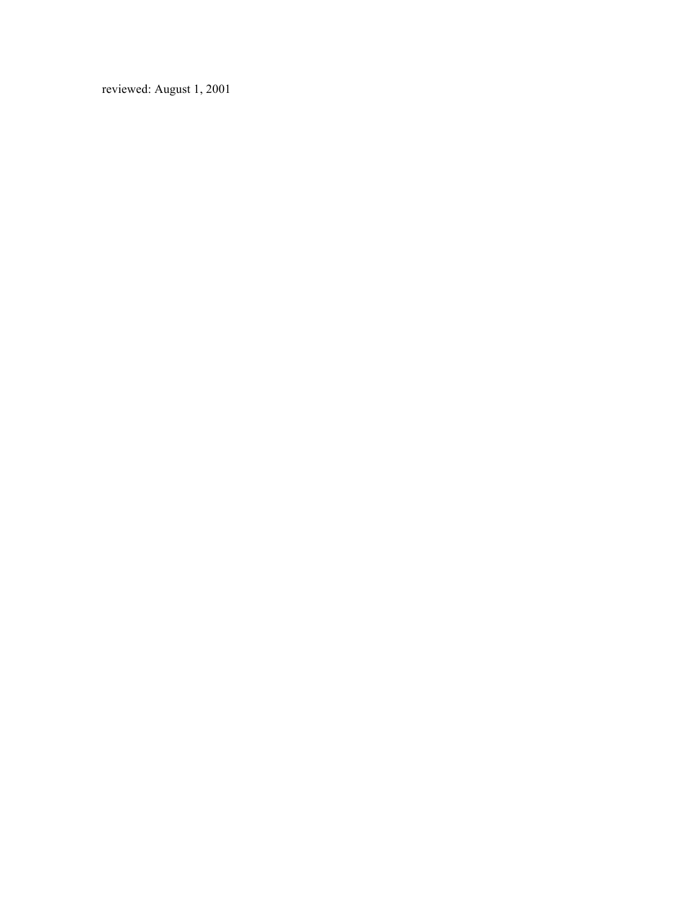reviewed: August 1, 2001